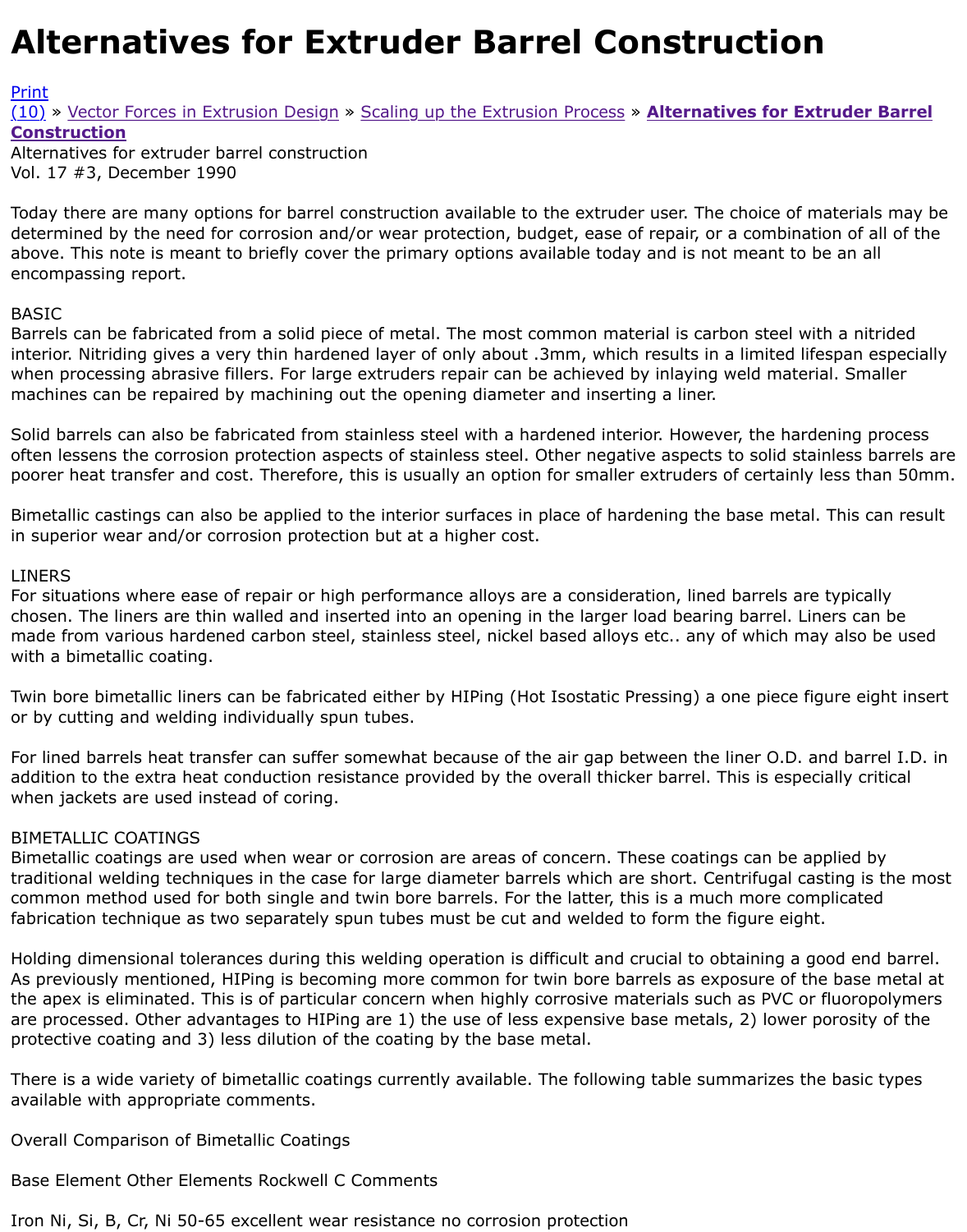# Alternatives for Extruder Barrel Construction

Print
(10) » Vector Forces in Extrusion Design » Scaling up the Extrusion Process » **Alternatives for Extruder Barrel Construction**

Alternatives for extruder barrel construction
Vol. 17 #3, December 1990

Today there are many options for barrel construction available to the extruder user. The choice of materials may be determined by the need for corrosion and/or wear protection, budget, ease of repair, or a combination of all of the above. This note is meant to briefly cover the primary options available today and is not meant to be an all encompassing report.

BASIC
Barrels can be fabricated from a solid piece of metal. The most common material is carbon steel with a nitrided interior. Nitriding gives a very thin hardened layer of only about .3mm, which results in a limited lifespan especially when processing abrasive fillers. For large extruders repair can be achieved by inlaying weld material. Smaller machines can be repaired by machining out the opening diameter and inserting a liner.

Solid barrels can also be fabricated from stainless steel with a hardened interior. However, the hardening process often lessens the corrosion protection aspects of stainless steel. Other negative aspects to solid stainless barrels are poorer heat transfer and cost. Therefore, this is usually an option for smaller extruders of certainly less than 50mm.

Bimetallic castings can also be applied to the interior surfaces in place of hardening the base metal. This can result in superior wear and/or corrosion protection but at a higher cost.

LINERS
For situations where ease of repair or high performance alloys are a consideration, lined barrels are typically chosen. The liners are thin walled and inserted into an opening in the larger load bearing barrel. Liners can be made from various hardened carbon steel, stainless steel, nickel based alloys etc.. any of which may also be used with a bimetallic coating.

Twin bore bimetallic liners can be fabricated either by HIPing (Hot Isostatic Pressing) a one piece figure eight insert or by cutting and welding individually spun tubes.

For lined barrels heat transfer can suffer somewhat because of the air gap between the liner O.D. and barrel I.D. in addition to the extra heat conduction resistance provided by the overall thicker barrel. This is especially critical when jackets are used instead of coring.

BIMETALLIC COATINGS
Bimetallic coatings are used when wear or corrosion are areas of concern. These coatings can be applied by traditional welding techniques in the case for large diameter barrels which are short. Centrifugal casting is the most common method used for both single and twin bore barrels. For the latter, this is a much more complicated fabrication technique as two separately spun tubes must be cut and welded to form the figure eight.

Holding dimensional tolerances during this welding operation is difficult and crucial to obtaining a good end barrel. As previously mentioned, HIPing is becoming more common for twin bore barrels as exposure of the base metal at the apex is eliminated. This is of particular concern when highly corrosive materials such as PVC or fluoropolymers are processed. Other advantages to HIPing are 1) the use of less expensive base metals, 2) lower porosity of the protective coating and 3) less dilution of the coating by the base metal.

There is a wide variety of bimetallic coatings currently available. The following table summarizes the basic types available with appropriate comments.

Overall Comparison of Bimetallic Coatings

| Base Element | Other Elements | Rockwell C | Comments |
|---|---|---|---|
| Iron | Ni, Si, B, Cr, Ni | 50-65 | excellent wear resistance no corrosion protection |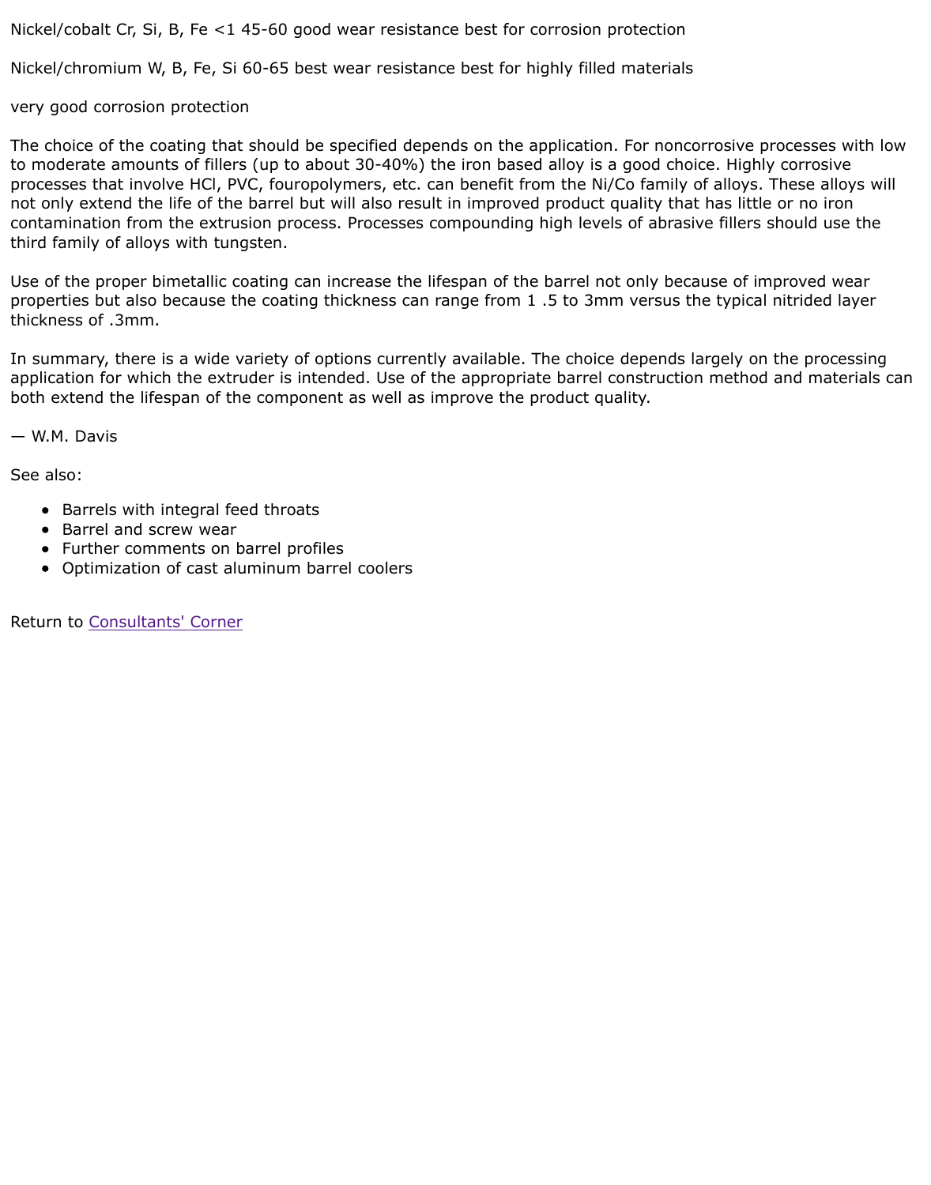Nickel/cobalt Cr, Si, B, Fe <1 45-60 good wear resistance best for corrosion protection

Nickel/chromium W, B, Fe, Si 60-65 best wear resistance best for highly filled materials

very good corrosion protection

The choice of the coating that should be specified depends on the application. For noncorrosive processes with low to moderate amounts of fillers (up to about 30-40%) the iron based alloy is a good choice. Highly corrosive processes that involve HCl, PVC, fouropolymers, etc. can benefit from the Ni/Co family of alloys. These alloys will not only extend the life of the barrel but will also result in improved product quality that has little or no iron contamination from the extrusion process. Processes compounding high levels of abrasive fillers should use the third family of alloys with tungsten.

Use of the proper bimetallic coating can increase the lifespan of the barrel not only because of improved wear properties but also because the coating thickness can range from 1 .5 to 3mm versus the typical nitrided layer thickness of .3mm.

In summary, there is a wide variety of options currently available. The choice depends largely on the processing application for which the extruder is intended. Use of the appropriate barrel construction method and materials can both extend the lifespan of the component as well as improve the product quality.

— W.M. Davis

See also:

- Barrels with integral feed throats
- Barrel and screw wear
- Further comments on barrel profiles
- Optimization of cast aluminum barrel coolers

Return to Consultants' Corner